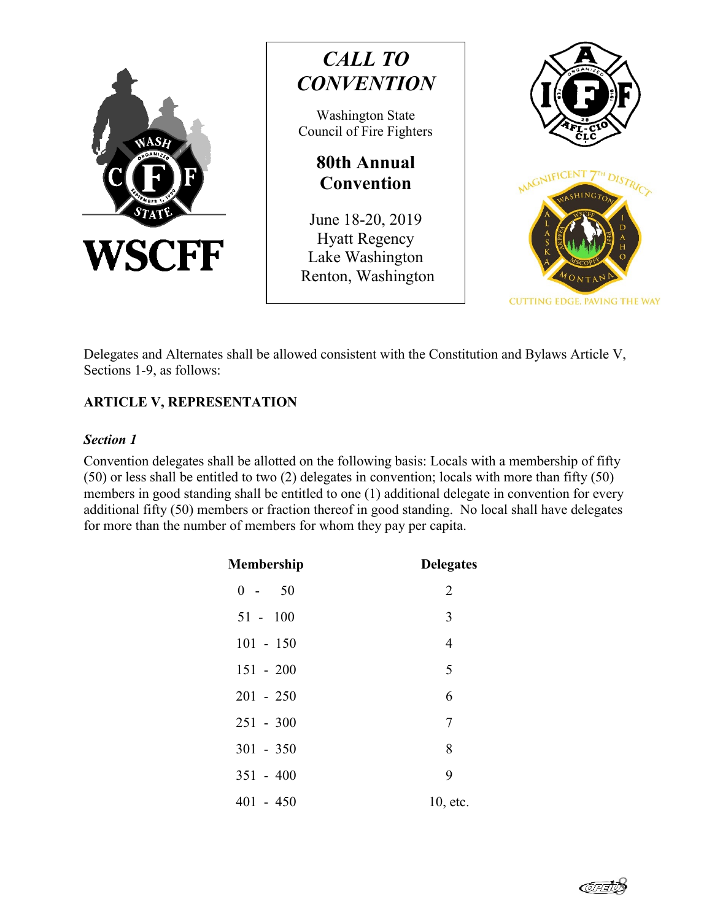# CALL TO CONVENTION

Washington State
Council of Fire Fighters

## 80th Annual Convention

June 18-20, 2019
Hyatt Regency
Lake Washington
Renton, Washington

Delegates and Alternates shall be allowed consistent with the Constitution and Bylaws Article V, Sections 1-9, as follows:

**ARTICLE V, REPRESENTATION**

***Section 1***

Convention delegates shall be allotted on the following basis: Locals with a membership of fifty (50) or less shall be entitled to two (2) delegates in convention; locals with more than fifty (50) members in good standing shall be entitled to one (1) additional delegate in convention for every additional fifty (50) members or fraction thereof in good standing. No local shall have delegates for more than the number of members for whom they pay per capita.

| Membership | Delegates |
|---|---|
| 0 - 50 | 2 |
| 51 - 100 | 3 |
| 101 - 150 | 4 |
| 151 - 200 | 5 |
| 201 - 250 | 6 |
| 251 - 300 | 7 |
| 301 - 350 | 8 |
| 351 - 400 | 9 |
| 401 - 450 | 10, etc. |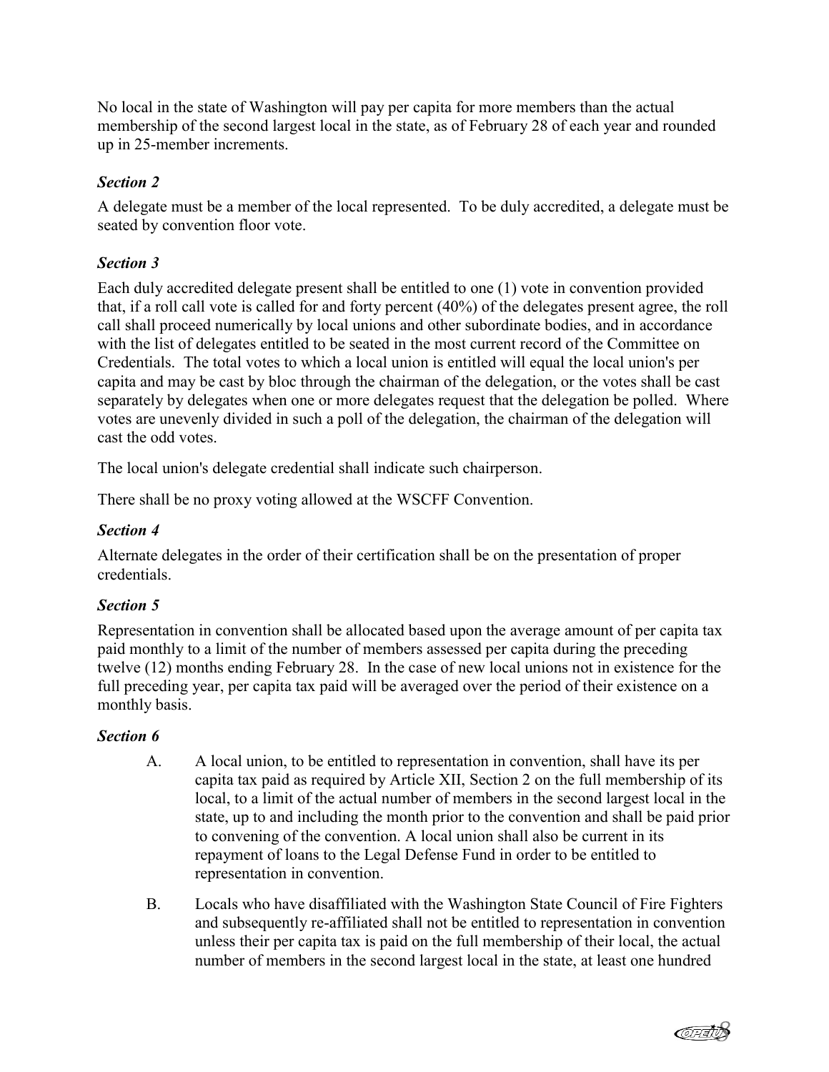No local in the state of Washington will pay per capita for more members than the actual membership of the second largest local in the state, as of February 28 of each year and rounded up in 25-member increments.

### *Section 2*

A delegate must be a member of the local represented. To be duly accredited, a delegate must be seated by convention floor vote.

### *Section 3*

Each duly accredited delegate present shall be entitled to one (1) vote in convention provided that, if a roll call vote is called for and forty percent (40%) of the delegates present agree, the roll call shall proceed numerically by local unions and other subordinate bodies, and in accordance with the list of delegates entitled to be seated in the most current record of the Committee on Credentials. The total votes to which a local union is entitled will equal the local union's per capita and may be cast by bloc through the chairman of the delegation, or the votes shall be cast separately by delegates when one or more delegates request that the delegation be polled. Where votes are unevenly divided in such a poll of the delegation, the chairman of the delegation will cast the odd votes.

The local union's delegate credential shall indicate such chairperson.

There shall be no proxy voting allowed at the WSCFF Convention.

### *Section 4*

Alternate delegates in the order of their certification shall be on the presentation of proper credentials.

### *Section 5*

Representation in convention shall be allocated based upon the average amount of per capita tax paid monthly to a limit of the number of members assessed per capita during the preceding twelve (12) months ending February 28. In the case of new local unions not in existence for the full preceding year, per capita tax paid will be averaged over the period of their existence on a monthly basis.

### *Section 6*

A. A local union, to be entitled to representation in convention, shall have its per capita tax paid as required by Article XII, Section 2 on the full membership of its local, to a limit of the actual number of members in the second largest local in the state, up to and including the month prior to the convention and shall be paid prior to convening of the convention. A local union shall also be current in its repayment of loans to the Legal Defense Fund in order to be entitled to representation in convention.

B. Locals who have disaffiliated with the Washington State Council of Fire Fighters and subsequently re-affiliated shall not be entitled to representation in convention unless their per capita tax is paid on the full membership of their local, the actual number of members in the second largest local in the state, at least one hundred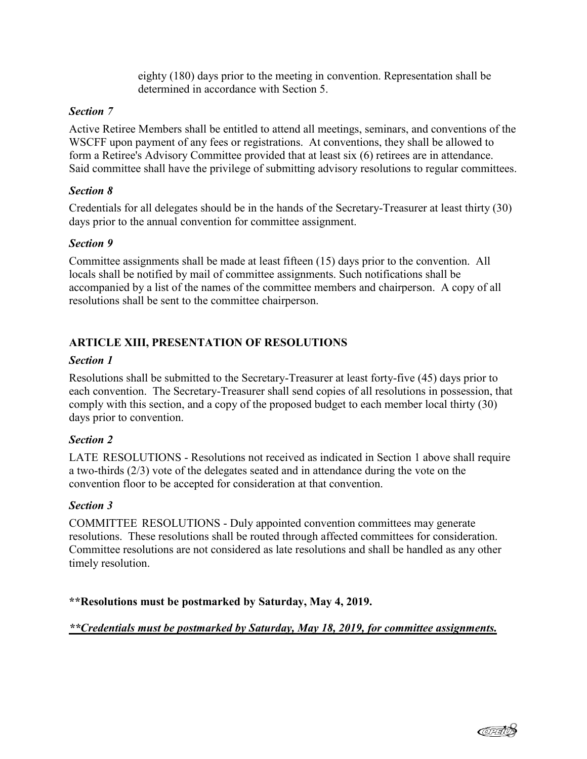eighty (180) days prior to the meeting in convention. Representation shall be determined in accordance with Section 5.

### *Section 7*

Active Retiree Members shall be entitled to attend all meetings, seminars, and conventions of the WSCFF upon payment of any fees or registrations. At conventions, they shall be allowed to form a Retiree's Advisory Committee provided that at least six (6) retirees are in attendance. Said committee shall have the privilege of submitting advisory resolutions to regular committees.

### *Section 8*

Credentials for all delegates should be in the hands of the Secretary-Treasurer at least thirty (30) days prior to the annual convention for committee assignment.

### *Section 9*

Committee assignments shall be made at least fifteen (15) days prior to the convention. All locals shall be notified by mail of committee assignments. Such notifications shall be accompanied by a list of the names of the committee members and chairperson. A copy of all resolutions shall be sent to the committee chairperson.

## ARTICLE XIII, PRESENTATION OF RESOLUTIONS

### *Section 1*

Resolutions shall be submitted to the Secretary-Treasurer at least forty-five (45) days prior to each convention. The Secretary-Treasurer shall send copies of all resolutions in possession, that comply with this section, and a copy of the proposed budget to each member local thirty (30) days prior to convention.

### *Section 2*

LATE RESOLUTIONS - Resolutions not received as indicated in Section 1 above shall require a two-thirds (2/3) vote of the delegates seated and in attendance during the vote on the convention floor to be accepted for consideration at that convention.

### *Section 3*

COMMITTEE RESOLUTIONS - Duly appointed convention committees may generate resolutions. These resolutions shall be routed through affected committees for consideration. Committee resolutions are not considered as late resolutions and shall be handled as any other timely resolution.

**\*\*Resolutions must be postmarked by Saturday, May 4, 2019.**

***<u>\*\*Credentials must be postmarked by Saturday, May 18, 2019, for committee assignments.</u>***